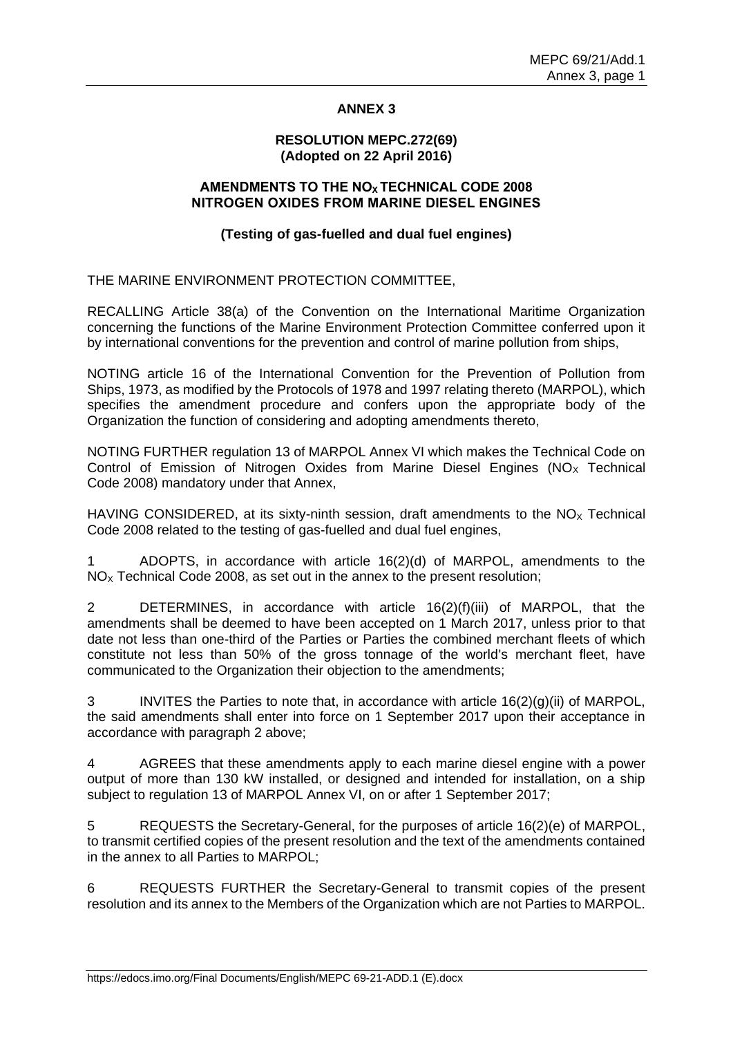## ANNEX 3

### RESOLUTION MEPC.272(69)
### (Adopted on 22 April 2016)

### AMENDMENTS TO THE $NO_X$ TECHNICAL CODE 2008 NITROGEN OXIDES FROM MARINE DIESEL ENGINES

#### (Testing of gas-fuelled and dual fuel engines)

THE MARINE ENVIRONMENT PROTECTION COMMITTEE,

RECALLING Article 38(a) of the Convention on the International Maritime Organization concerning the functions of the Marine Environment Protection Committee conferred upon it by international conventions for the prevention and control of marine pollution from ships,

NOTING article 16 of the International Convention for the Prevention of Pollution from Ships, 1973, as modified by the Protocols of 1978 and 1997 relating thereto (MARPOL), which specifies the amendment procedure and confers upon the appropriate body of the Organization the function of considering and adopting amendments thereto,

NOTING FURTHER regulation 13 of MARPOL Annex VI which makes the Technical Code on Control of Emission of Nitrogen Oxides from Marine Diesel Engines ($NO_X$ Technical Code 2008) mandatory under that Annex,

HAVING CONSIDERED, at its sixty-ninth session, draft amendments to the $NO_X$ Technical Code 2008 related to the testing of gas-fuelled and dual fuel engines,

1 ADOPTS, in accordance with article 16(2)(d) of MARPOL, amendments to the $NO_X$ Technical Code 2008, as set out in the annex to the present resolution;

2 DETERMINES, in accordance with article 16(2)(f)(iii) of MARPOL, that the amendments shall be deemed to have been accepted on 1 March 2017, unless prior to that date not less than one-third of the Parties or Parties the combined merchant fleets of which constitute not less than 50% of the gross tonnage of the world's merchant fleet, have communicated to the Organization their objection to the amendments;

3 INVITES the Parties to note that, in accordance with article 16(2)(g)(ii) of MARPOL, the said amendments shall enter into force on 1 September 2017 upon their acceptance in accordance with paragraph 2 above;

4 AGREES that these amendments apply to each marine diesel engine with a power output of more than 130 kW installed, or designed and intended for installation, on a ship subject to regulation 13 of MARPOL Annex VI, on or after 1 September 2017;

5 REQUESTS the Secretary-General, for the purposes of article 16(2)(e) of MARPOL, to transmit certified copies of the present resolution and the text of the amendments contained in the annex to all Parties to MARPOL;

6 REQUESTS FURTHER the Secretary-General to transmit copies of the present resolution and its annex to the Members of the Organization which are not Parties to MARPOL.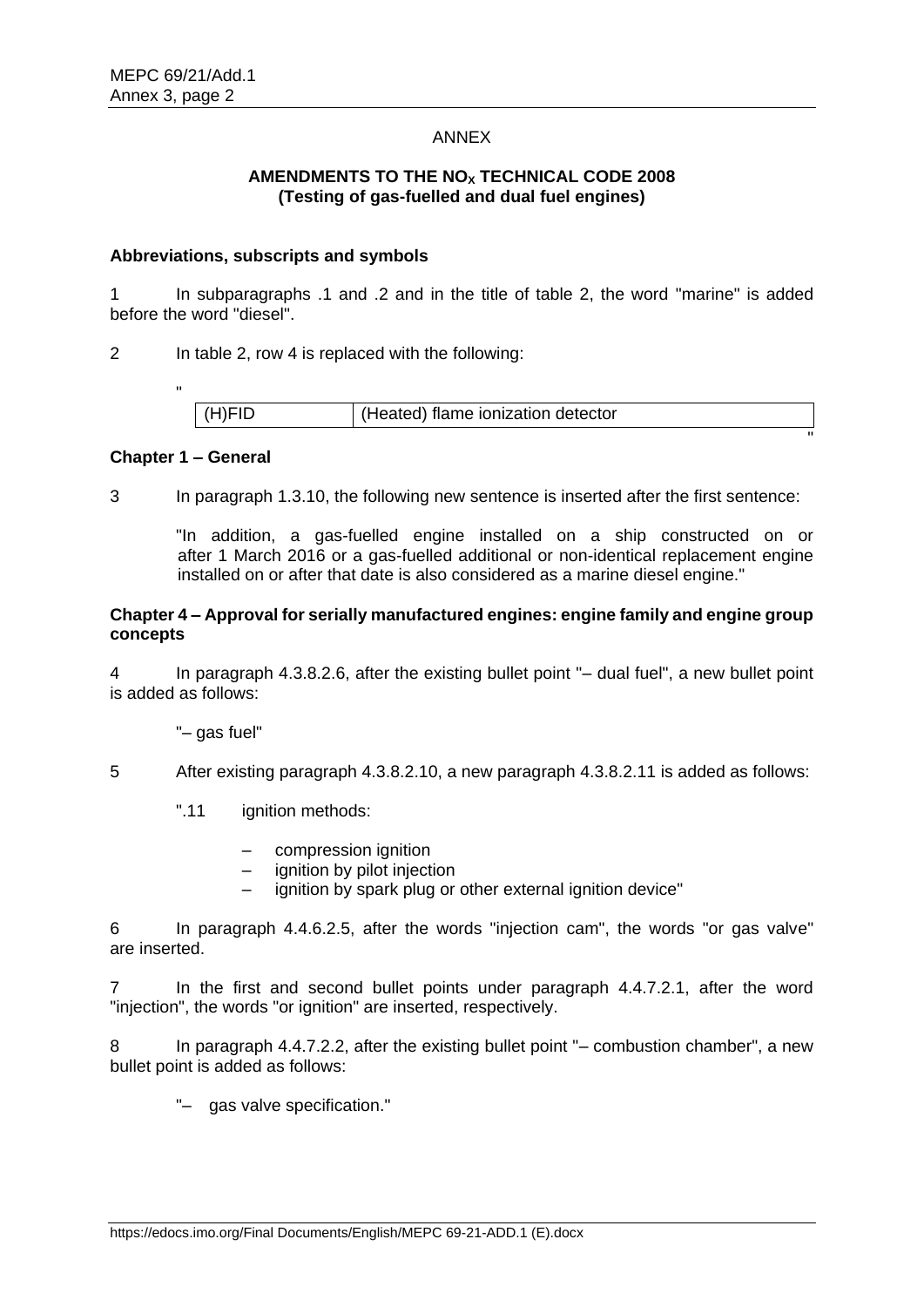ANNEX

**AMENDMENTS TO THE $NO_X$ TECHNICAL CODE 2008**
**(Testing of gas-fuelled and dual fuel engines)**

**Abbreviations, subscripts and symbols**

1 In subparagraphs .1 and .2 and in the title of table 2, the word "marine" is added before the word "diesel".

2 In table 2, row 4 is replaced with the following:

"

| (H)FID | (Heated) flame ionization detector |
|---|---|

"

**Chapter 1 – General**

3 In paragraph 1.3.10, the following new sentence is inserted after the first sentence:

"In addition, a gas-fuelled engine installed on a ship constructed on or after 1 March 2016 or a gas-fuelled additional or non-identical replacement engine installed on or after that date is also considered as a marine diesel engine."

**Chapter 4 – Approval for serially manufactured engines: engine family and engine group concepts**

4 In paragraph 4.3.8.2.6, after the existing bullet point "– dual fuel", a new bullet point is added as follows:

"– gas fuel"

5 After existing paragraph 4.3.8.2.10, a new paragraph 4.3.8.2.11 is added as follows:

".11 ignition methods:

- – compression ignition
- – ignition by pilot injection
- – ignition by spark plug or other external ignition device"

6 In paragraph 4.4.6.2.5, after the words "injection cam", the words "or gas valve" are inserted.

7 In the first and second bullet points under paragraph 4.4.7.2.1, after the word "injection", the words "or ignition" are inserted, respectively.

8 In paragraph 4.4.7.2.2, after the existing bullet point "– combustion chamber", a new bullet point is added as follows:

"– gas valve specification."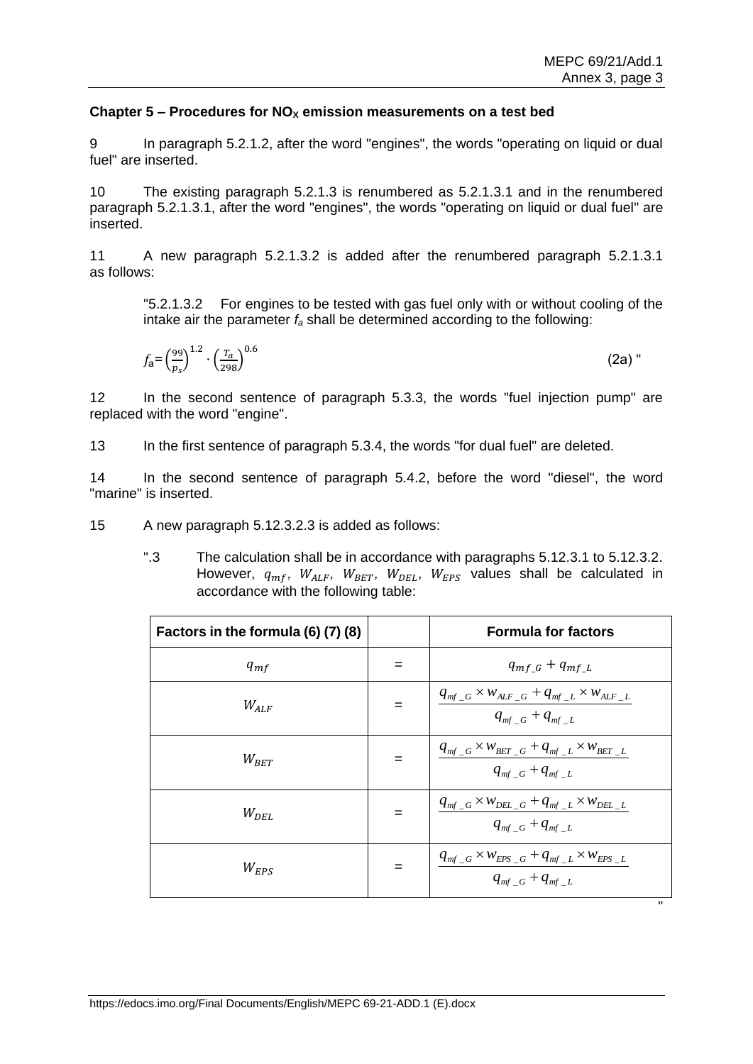### Chapter 5 – Procedures for $NO_X$ emission measurements on a test bed

9 In paragraph 5.2.1.2, after the word "engines", the words "operating on liquid or dual fuel" are inserted.

10 The existing paragraph 5.2.1.3 is renumbered as 5.2.1.3.1 and in the renumbered paragraph 5.2.1.3.1, after the word "engines", the words "operating on liquid or dual fuel" are inserted.

11 A new paragraph 5.2.1.3.2 is added after the renumbered paragraph 5.2.1.3.1 as follows:

"5.2.1.3.2 For engines to be tested with gas fuel only with or without cooling of the intake air the parameter $f_a$ shall be determined according to the following:

$$f_a = \left(\frac{99}{p_s}\right)^{1.2} \cdot \left(\frac{T_a}{298}\right)^{0.6} \quad \text{(2a)}$$ "

12 In the second sentence of paragraph 5.3.3, the words "fuel injection pump" are replaced with the word "engine".

13 In the first sentence of paragraph 5.3.4, the words "for dual fuel" are deleted.

14 In the second sentence of paragraph 5.4.2, before the word "diesel", the word "marine" is inserted.

15 A new paragraph 5.12.3.2.3 is added as follows:

".3 The calculation shall be in accordance with paragraphs 5.12.3.1 to 5.12.3.2. However, $q_{mf}$, $W_{ALF}$, $W_{BET}$, $W_{DEL}$, $W_{EPS}$ values shall be calculated in accordance with the following table:

| Factors in the formula (6) (7) (8) | | Formula for factors |
|---|---|---|
| $q_{mf}$ | = | $q_{mf\_G} + q_{mf\_L}$ |
| $W_{ALF}$ | = | $\frac{q_{mf\_G} \times w_{ALF\_G} + q_{mf\_L} \times w_{ALF\_L}}{q_{mf\_G} + q_{mf\_L}}$ |
| $W_{BET}$ | = | $\frac{q_{mf\_G} \times w_{BET\_G} + q_{mf\_L} \times w_{BET\_L}}{q_{mf\_G} + q_{mf\_L}}$ |
| $W_{DEL}$ | = | $\frac{q_{mf\_G} \times w_{DEL\_G} + q_{mf\_L} \times w_{DEL\_L}}{q_{mf\_G} + q_{mf\_L}}$ |
| $W_{EPS}$ | = | $\frac{q_{mf\_G} \times w_{EPS\_G} + q_{mf\_L} \times w_{EPS\_L}}{q_{mf\_G} + q_{mf\_L}}$ |

"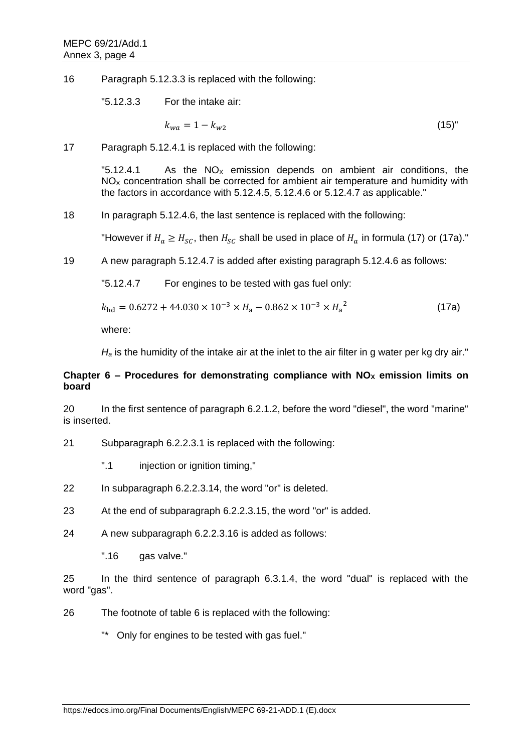16 Paragraph 5.12.3.3 is replaced with the following:

"5.12.3.3 For the intake air:

$$k_{wa} = 1 - k_{w2} \tag{15}$$"

17 Paragraph 5.12.4.1 is replaced with the following:

"5.12.4.1 As the $NO_X$ emission depends on ambient air conditions, the $NO_X$ concentration shall be corrected for ambient air temperature and humidity with the factors in accordance with 5.12.4.5, 5.12.4.6 or 5.12.4.7 as applicable."

18 In paragraph 5.12.4.6, the last sentence is replaced with the following:

"However if $H_a \geq H_{SC}$, then $H_{SC}$ shall be used in place of $H_a$ in formula (17) or (17a)."

19 A new paragraph 5.12.4.7 is added after existing paragraph 5.12.4.6 as follows:

"5.12.4.7 For engines to be tested with gas fuel only:

$$k_{\mathrm{hd}} = 0.6272 + 44.030 \times 10^{-3} \times H_{\mathrm{a}} - 0.862 \times 10^{-3} \times {H_{\mathrm{a}}}^2 \tag{17a}$$

where:

$H_a$ is the humidity of the intake air at the inlet to the air filter in g water per kg dry air."

**Chapter 6 – Procedures for demonstrating compliance with $NO_X$ emission limits on board**

20 In the first sentence of paragraph 6.2.1.2, before the word "diesel", the word "marine" is inserted.

21 Subparagraph 6.2.2.3.1 is replaced with the following:

".1 injection or ignition timing,"

22 In subparagraph 6.2.2.3.14, the word "or" is deleted.

23 At the end of subparagraph 6.2.2.3.15, the word "or" is added.

24 A new subparagraph 6.2.2.3.16 is added as follows:

".16 gas valve."

25 In the third sentence of paragraph 6.3.1.4, the word "dual" is replaced with the word "gas".

26 The footnote of table 6 is replaced with the following:

"* Only for engines to be tested with gas fuel."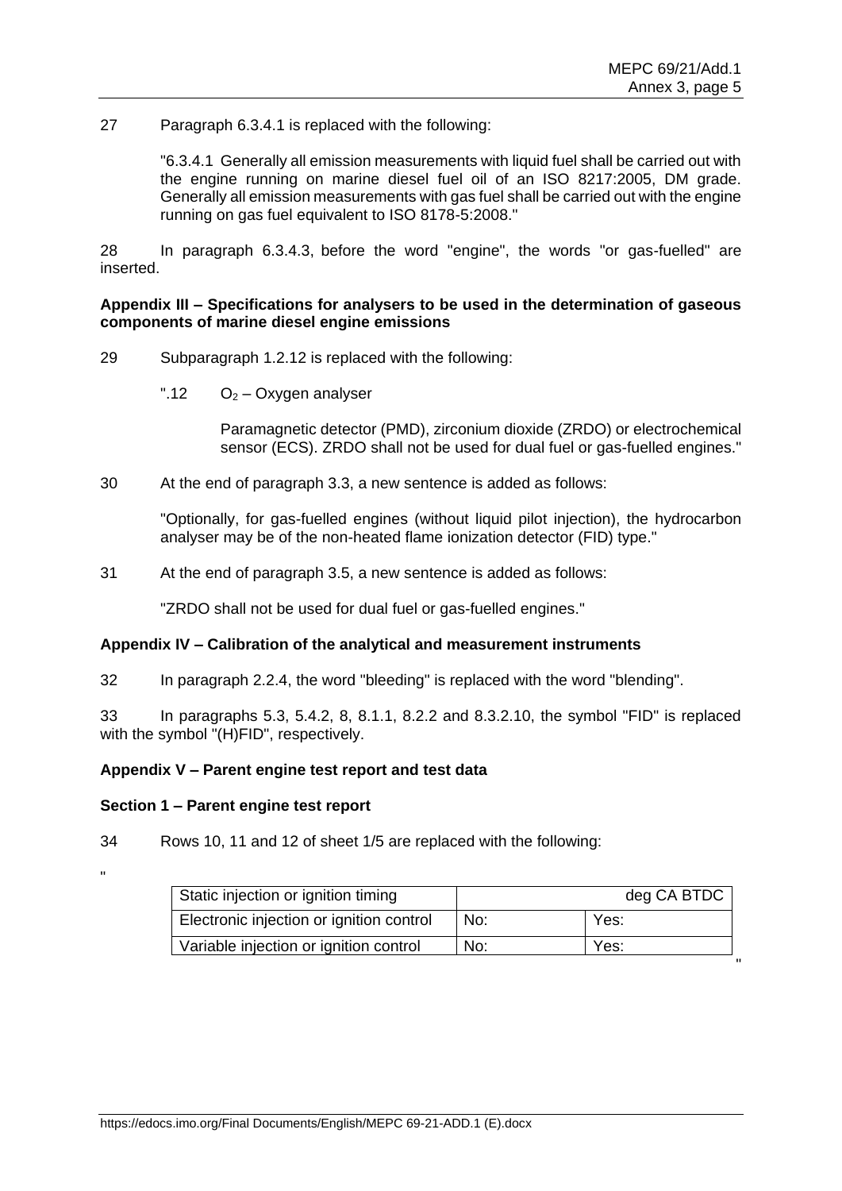27 Paragraph 6.3.4.1 is replaced with the following:

> "6.3.4.1 Generally all emission measurements with liquid fuel shall be carried out with the engine running on marine diesel fuel oil of an ISO 8217:2005, DM grade. Generally all emission measurements with gas fuel shall be carried out with the engine running on gas fuel equivalent to ISO 8178-5:2008."

28 In paragraph 6.3.4.3, before the word "engine", the words "or gas-fuelled" are inserted.

**Appendix III – Specifications for analysers to be used in the determination of gaseous components of marine diesel engine emissions**

29 Subparagraph 1.2.12 is replaced with the following:

> ".12 $O_2$ – Oxygen analyser
>
> Paramagnetic detector (PMD), zirconium dioxide (ZRDO) or electrochemical sensor (ECS). ZRDO shall not be used for dual fuel or gas-fuelled engines."

30 At the end of paragraph 3.3, a new sentence is added as follows:

> "Optionally, for gas-fuelled engines (without liquid pilot injection), the hydrocarbon analyser may be of the non-heated flame ionization detector (FID) type."

31 At the end of paragraph 3.5, a new sentence is added as follows:

> "ZRDO shall not be used for dual fuel or gas-fuelled engines."

**Appendix IV – Calibration of the analytical and measurement instruments**

32 In paragraph 2.2.4, the word "bleeding" is replaced with the word "blending".

33 In paragraphs 5.3, 5.4.2, 8, 8.1.1, 8.2.2 and 8.3.2.10, the symbol "FID" is replaced with the symbol "(H)FID", respectively.

**Appendix V – Parent engine test report and test data**

**Section 1 – Parent engine test report**

34 Rows 10, 11 and 12 of sheet 1/5 are replaced with the following:

"

| Static injection or ignition timing | | deg CA BTDC |
|---|---|---|
| Electronic injection or ignition control | No: | Yes: |
| Variable injection or ignition control | No: | Yes: |

"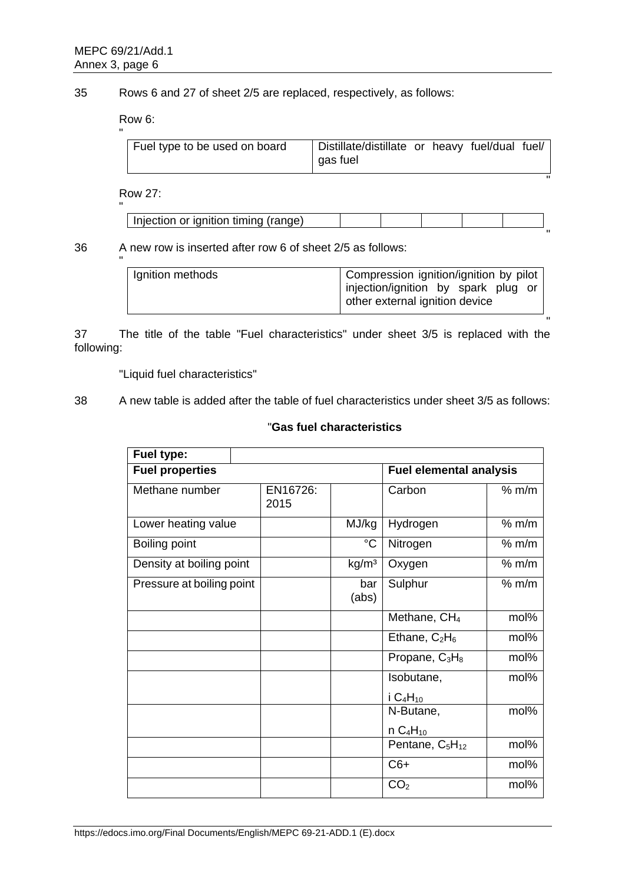35 Rows 6 and 27 of sheet 2/5 are replaced, respectively, as follows:

Row 6:

"

| Fuel type to be used on board | Distillate/distillate or heavy fuel/dual fuel/ gas fuel |
|---|---|

"

Row 27:

"

| Injection or ignition timing (range) | | | | | |
|---|---|---|---|---|---|

"

36 A new row is inserted after row 6 of sheet 2/5 as follows:

"

| Ignition methods | Compression ignition/ignition by pilot injection/ignition by spark plug or other external ignition device |
|---|---|

"

37 The title of the table "Fuel characteristics" under sheet 3/5 is replaced with the following:

"Liquid fuel characteristics"

38 A new table is added after the table of fuel characteristics under sheet 3/5 as follows:

"**Gas fuel characteristics**

| **Fuel type:** | | | | |
|---|---|---|---|---|
| **Fuel properties** | | | **Fuel elemental analysis** | |
| Methane number | EN16726: 2015 | | Carbon | % m/m |
| Lower heating value | | MJ/kg | Hydrogen | % m/m |
| Boiling point | | °C | Nitrogen | % m/m |
| Density at boiling point | | kg/m³ | Oxygen | % m/m |
| Pressure at boiling point | | bar (abs) | Sulphur | % m/m |
| | | | Methane, $CH_4$ | mol% |
| | | | Ethane, $C_2H_6$ | mol% |
| | | | Propane, $C_3H_8$ | mol% |
| | | | Isobutane, i $C_4H_{10}$ | mol% |
| | | | N-Butane, n $C_4H_{10}$ | mol% |
| | | | Pentane, $C_5H_{12}$ | mol% |
| | | | C6+ | mol% |
| | | | $CO_2$ | mol% |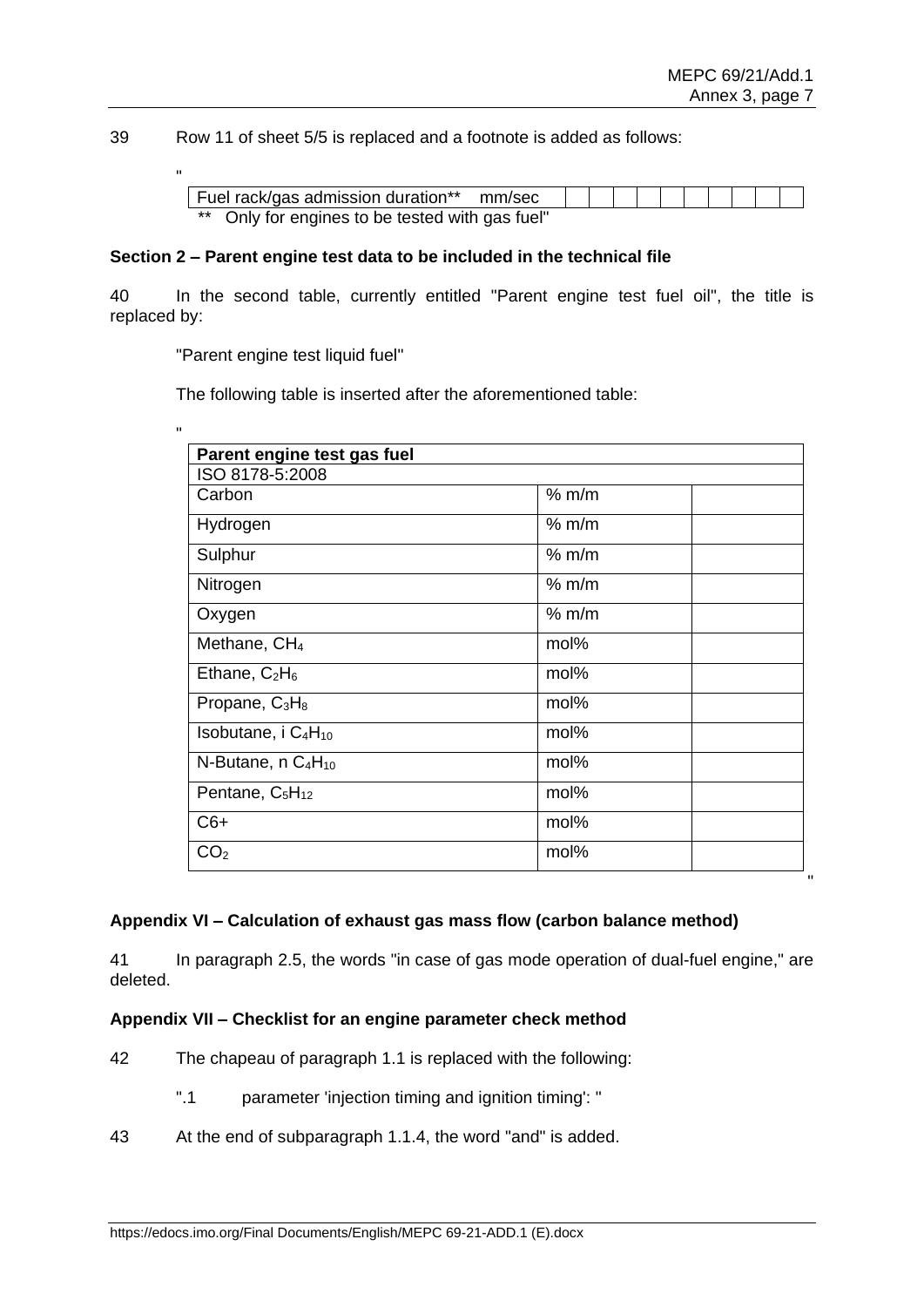39 Row 11 of sheet 5/5 is replaced and a footnote is added as follows:

"

| Fuel rack/gas admission duration** | mm/sec | | | | | | | | | | |
|---|---|---|---|---|---|---|---|---|---|---|---|

** Only for engines to be tested with gas fuel"

**Section 2 – Parent engine test data to be included in the technical file**

40 In the second table, currently entitled "Parent engine test fuel oil", the title is replaced by:

"Parent engine test liquid fuel"

The following table is inserted after the aforementioned table:

"

| **Parent engine test gas fuel** | | |
|---|---|---|
| ISO 8178-5:2008 | | |
| Carbon | % m/m | |
| Hydrogen | % m/m | |
| Sulphur | % m/m | |
| Nitrogen | % m/m | |
| Oxygen | % m/m | |
| Methane, $CH_4$ | mol% | |
| Ethane, $C_2H_6$ | mol% | |
| Propane, $C_3H_8$ | mol% | |
| Isobutane, i $C_4H_{10}$ | mol% | |
| N-Butane, n $C_4H_{10}$ | mol% | |
| Pentane, $C_5H_{12}$ | mol% | |
| C6+ | mol% | |
| $CO_2$ | mol% | |

"

**Appendix VI – Calculation of exhaust gas mass flow (carbon balance method)**

41 In paragraph 2.5, the words "in case of gas mode operation of dual-fuel engine," are deleted.

**Appendix VII – Checklist for an engine parameter check method**

42 The chapeau of paragraph 1.1 is replaced with the following:

".1 parameter 'injection timing and ignition timing': "

43 At the end of subparagraph 1.1.4, the word "and" is added.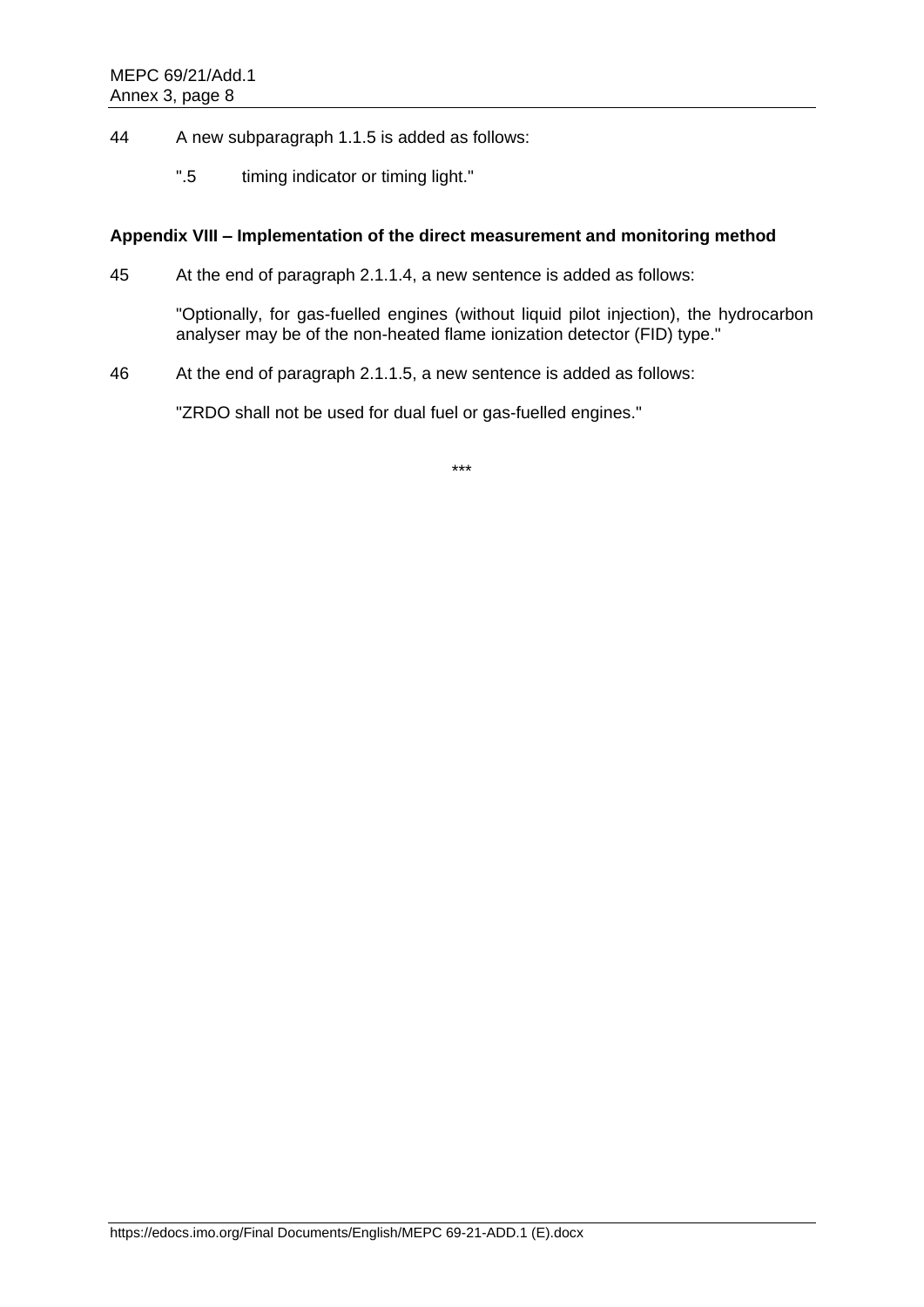44 A new subparagraph 1.1.5 is added as follows:

".5 timing indicator or timing light."

**Appendix VIII – Implementation of the direct measurement and monitoring method**

45 At the end of paragraph 2.1.1.4, a new sentence is added as follows:

"Optionally, for gas-fuelled engines (without liquid pilot injection), the hydrocarbon analyser may be of the non-heated flame ionization detector (FID) type."

46 At the end of paragraph 2.1.1.5, a new sentence is added as follows:

"ZRDO shall not be used for dual fuel or gas-fuelled engines."

***